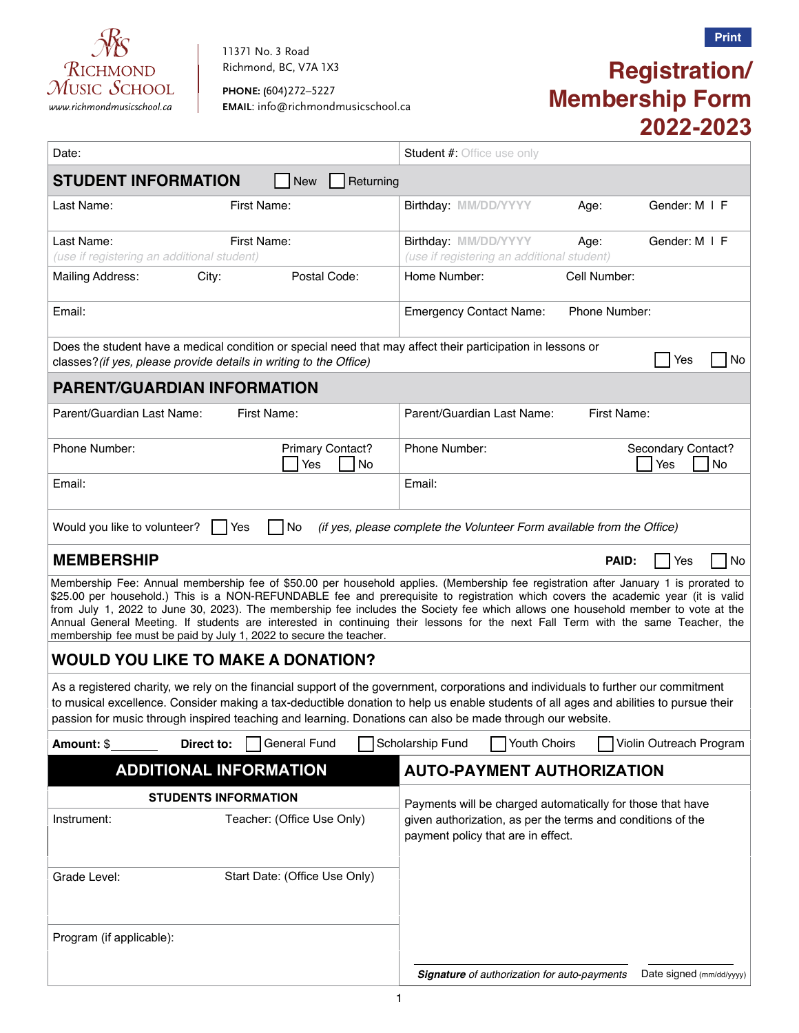Richmond Music School
www.richmondmusicschool.ca

11371 No. 3 Road
Richmond, BC, V7A 1X3

**PHONE:** (604)272–5227
**EMAIL:** info@richmondmusicschool.ca

Print

# Registration/ Membership Form 2022-2023

| Date: | Student #: Office use only |
|---|---|

## STUDENT INFORMATION ☐ New ☐ Returning

| Last Name: First Name: | Birthday: MM/DD/YYYY Age: Gender: M I F |
|---|---|
| Last Name: First Name: *(use if registering an additional student)* | Birthday: MM/DD/YYYY Age: Gender: M I F *(use if registering an additional student)* |
| Mailing Address: City: Postal Code: | Home Number: Cell Number: |
| Email: | Emergency Contact Name: Phone Number: |

Does the student have a medical condition or special need that may affect their participation in lessons or classes?*(if yes, please provide details in writing to the Office)* ☐ Yes ☐ No

## PARENT/GUARDIAN INFORMATION

| Parent/Guardian Last Name: First Name: | Parent/Guardian Last Name: First Name: |
|---|---|
| Phone Number: Primary Contact? ☐ Yes ☐ No | Phone Number: Secondary Contact? ☐ Yes ☐ No |
| Email: | Email: |

Would you like to volunteer? ☐ Yes ☐ No *(if yes, please complete the Volunteer Form available from the Office)*

## MEMBERSHIP

**PAID:** ☐ Yes ☐ No

Membership Fee: Annual membership fee of $50.00 per household applies. (Membership fee registration after January 1 is prorated to $25.00 per household.) This is a NON-REFUNDABLE fee and prerequisite to registration which covers the academic year (it is valid from July 1, 2022 to June 30, 2023). The membership fee includes the Society fee which allows one household member to vote at the Annual General Meeting. If students are interested in continuing their lessons for the next Fall Term with the same Teacher, the membership fee must be paid by July 1, 2022 to secure the teacher.

## WOULD YOU LIKE TO MAKE A DONATION?

As a registered charity, we rely on the financial support of the government, corporations and individuals to further our commitment to musical excellence. Consider making a tax-deductible donation to help us enable students of all ages and abilities to pursue their passion for music through inspired teaching and learning. Donations can also be made through our website.

**Amount:** $_______ **Direct to:** ☐ General Fund ☐ Scholarship Fund ☐ Youth Choirs ☐ Violin Outreach Program

## ADDITIONAL INFORMATION

**STUDENTS INFORMATION**

| Instrument: | Teacher: (Office Use Only) |
|---|---|
| Grade Level: | Start Date: (Office Use Only) |
| Program (if applicable): | |

## AUTO-PAYMENT AUTHORIZATION

Payments will be charged automatically for those that have given authorization, as per the terms and conditions of the payment policy that are in effect.

***Signature** of authorization for auto-payments* ____________ Date signed (mm/dd/yyyy) ____________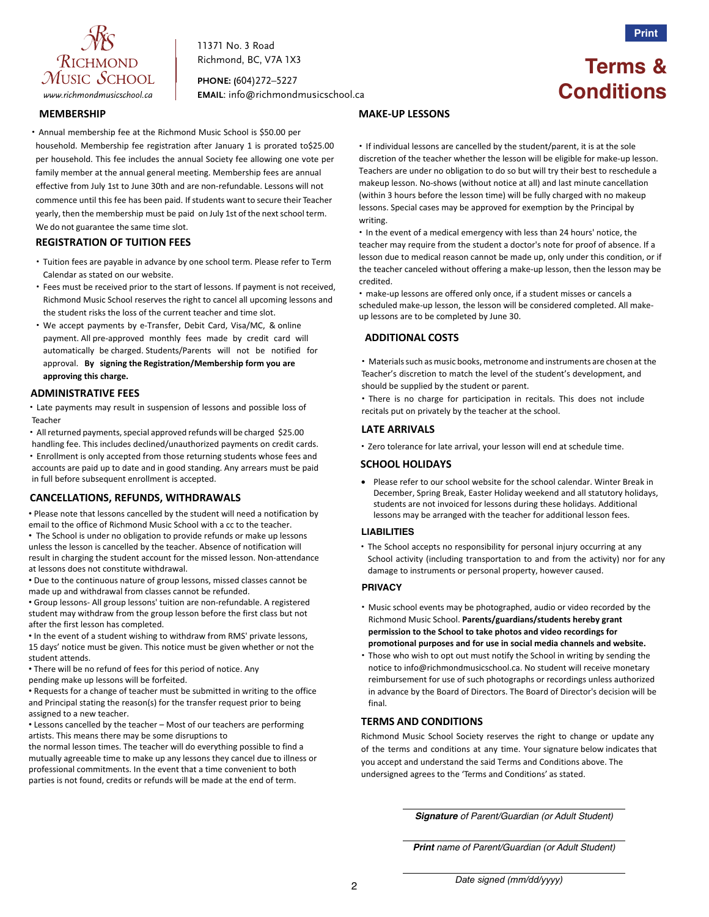Richmond Music School
www.richmondmusicschool.ca

11371 No. 3 Road
Richmond, BC, V7A 1X3

**PHONE:** (604)272–5227
**EMAIL**: info@richmondmusicschool.ca

Print

# Terms & Conditions

## MEMBERSHIP

- Annual membership fee at the Richmond Music School is $50.00 per household. Membership fee registration after January 1 is prorated to$25.00 per household. This fee includes the annual Society fee allowing one vote per family member at the annual general meeting. Membership fees are annual effective from July 1st to June 30th and are non-refundable. Lessons will not commence until this fee has been paid. If students want to secure their Teacher yearly, then the membership must be paid on July 1st of the next school term. We do not guarantee the same time slot.

## REGISTRATION OF TUITION FEES

- Tuition fees are payable in advance by one school term. Please refer to Term Calendar as stated on our website.
- Fees must be received prior to the start of lessons. If payment is not received, Richmond Music School reserves the right to cancel all upcoming lessons and the student risks the loss of the current teacher and time slot.
- We accept payments by e-Transfer, Debit Card, Visa/MC, & online payment. All pre-approved monthly fees made by credit card will automatically be charged. Students/Parents will not be notified for approval. **By signing the Registration/Membership form you are approving this charge.**

## ADMINISTRATIVE FEES

- Late payments may result in suspension of lessons and possible loss of Teacher
- All returned payments, special approved refunds will be charged $25.00 handling fee. This includes declined/unauthorized payments on credit cards.
- Enrollment is only accepted from those returning students whose fees and accounts are paid up to date and in good standing. Any arrears must be paid in full before subsequent enrollment is accepted.

## CANCELLATIONS, REFUNDS, WITHDRAWALS

- Please note that lessons cancelled by the student will need a notification by email to the office of Richmond Music School with a cc to the teacher.
- The School is under no obligation to provide refunds or make up lessons unless the lesson is cancelled by the teacher. Absence of notification will result in charging the student account for the missed lesson. Non-attendance at lessons does not constitute withdrawal.
- Due to the continuous nature of group lessons, missed classes cannot be made up and withdrawal from classes cannot be refunded.
- Group lessons- All group lessons' tuition are non-refundable. A registered student may withdraw from the group lesson before the first class but not after the first lesson has completed.
- In the event of a student wishing to withdraw from RMS' private lessons, 15 days' notice must be given. This notice must be given whether or not the student attends.
- There will be no refund of fees for this period of notice. Any pending make up lessons will be forfeited.
- Requests for a change of teacher must be submitted in writing to the office and Principal stating the reason(s) for the transfer request prior to being assigned to a new teacher.
- Lessons cancelled by the teacher – Most of our teachers are performing artists. This means there may be some disruptions to the normal lesson times. The teacher will do everything possible to find a mutually agreeable time to make up any lessons they cancel due to illness or professional commitments. In the event that a time convenient to both parties is not found, credits or refunds will be made at the end of term.

## MAKE-UP LESSONS

- If individual lessons are cancelled by the student/parent, it is at the sole discretion of the teacher whether the lesson will be eligible for make-up lesson. Teachers are under no obligation to do so but will try their best to reschedule a makeup lesson. No-shows (without notice at all) and last minute cancellation (within 3 hours before the lesson time) will be fully charged with no makeup lessons. Special cases may be approved for exemption by the Principal by writing.
- In the event of a medical emergency with less than 24 hours' notice, the teacher may require from the student a doctor's note for proof of absence. If a lesson due to medical reason cannot be made up, only under this condition, or if the teacher canceled without offering a make-up lesson, then the lesson may be credited.
- make-up lessons are offered only once, if a student misses or cancels a scheduled make-up lesson, the lesson will be considered completed. All make-up lessons are to be completed by June 30.

## ADDITIONAL COSTS

- Materials such as music books, metronome and instruments are chosen at the Teacher's discretion to match the level of the student's development, and should be supplied by the student or parent.
- There is no charge for participation in recitals. This does not include recitals put on privately by the teacher at the school.

## LATE ARRIVALS

- Zero tolerance for late arrival, your lesson will end at schedule time.

## SCHOOL HOLIDAYS

- Please refer to our school website for the school calendar. Winter Break in December, Spring Break, Easter Holiday weekend and all statutory holidays, students are not invoiced for lessons during these holidays. Additional lessons may be arranged with the teacher for additional lesson fees.

## LIABILITIES

- The School accepts no responsibility for personal injury occurring at any School activity (including transportation to and from the activity) nor for any damage to instruments or personal property, however caused.

## PRIVACY

- Music school events may be photographed, audio or video recorded by the Richmond Music School. **Parents/guardians/students hereby grant permission to the School to take photos and video recordings for promotional purposes and for use in social media channels and website.**
- Those who wish to opt out must notify the School in writing by sending the notice to info@richmondmusicschool.ca. No student will receive monetary reimbursement for use of such photographs or recordings unless authorized in advance by the Board of Directors. The Board of Director's decision will be final.

## TERMS AND CONDITIONS

Richmond Music School Society reserves the right to change or update any of the terms and conditions at any time. Your signature below indicates that you accept and understand the said Terms and Conditions above. The undersigned agrees to the 'Terms and Conditions' as stated.

______________________________
***Signature*** *of Parent/Guardian (or Adult Student)*

______________________________
***Print*** *name of Parent/Guardian (or Adult Student)*

______________________________
*Date signed (mm/dd/yyyy)*